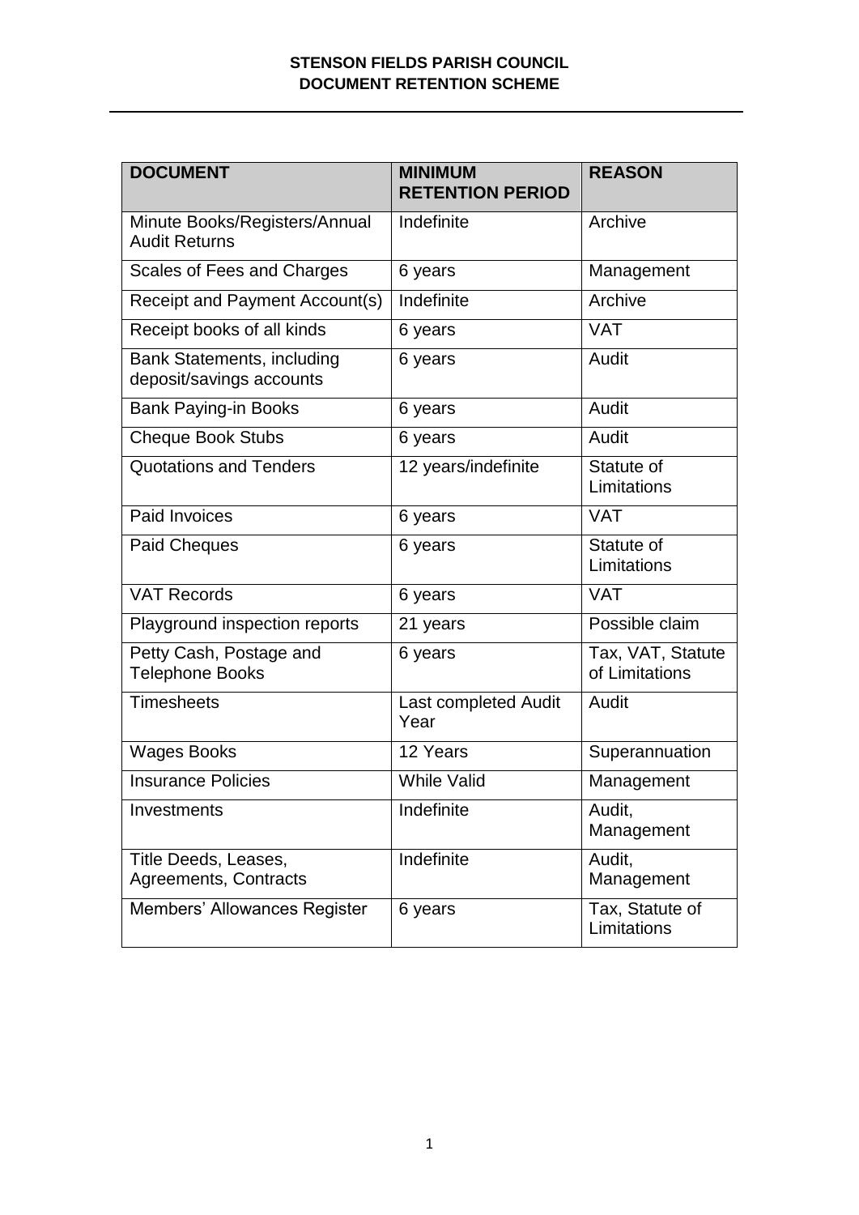# STENSON FIELDS PARISH COUNCIL
# DOCUMENT RETENTION SCHEME

| DOCUMENT | MINIMUM RETENTION PERIOD | REASON |
|---|---|---|
| Minute Books/Registers/Annual Audit Returns | Indefinite | Archive |
| Scales of Fees and Charges | 6 years | Management |
| Receipt and Payment Account(s) | Indefinite | Archive |
| Receipt books of all kinds | 6 years | VAT |
| Bank Statements, including deposit/savings accounts | 6 years | Audit |
| Bank Paying-in Books | 6 years | Audit |
| Cheque Book Stubs | 6 years | Audit |
| Quotations and Tenders | 12 years/indefinite | Statute of Limitations |
| Paid Invoices | 6 years | VAT |
| Paid Cheques | 6 years | Statute of Limitations |
| VAT Records | 6 years | VAT |
| Playground inspection reports | 21 years | Possible claim |
| Petty Cash, Postage and Telephone Books | 6 years | Tax, VAT, Statute of Limitations |
| Timesheets | Last completed Audit Year | Audit |
| Wages Books | 12 Years | Superannuation |
| Insurance Policies | While Valid | Management |
| Investments | Indefinite | Audit, Management |
| Title Deeds, Leases, Agreements, Contracts | Indefinite | Audit, Management |
| Members' Allowances Register | 6 years | Tax, Statute of Limitations |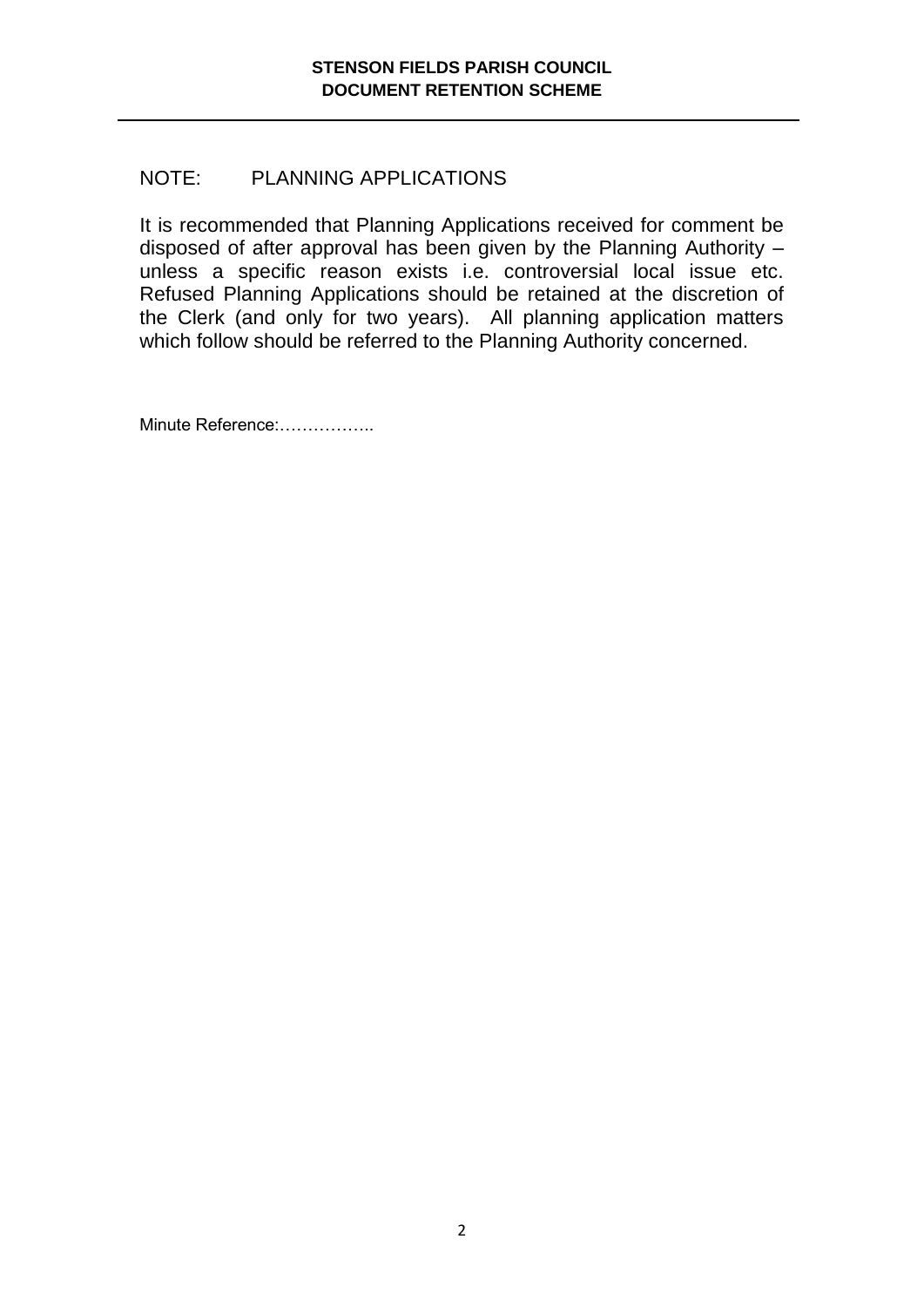NOTE: PLANNING APPLICATIONS

It is recommended that Planning Applications received for comment be disposed of after approval has been given by the Planning Authority – unless a specific reason exists i.e. controversial local issue etc. Refused Planning Applications should be retained at the discretion of the Clerk (and only for two years). All planning application matters which follow should be referred to the Planning Authority concerned.

Minute Reference:……………..